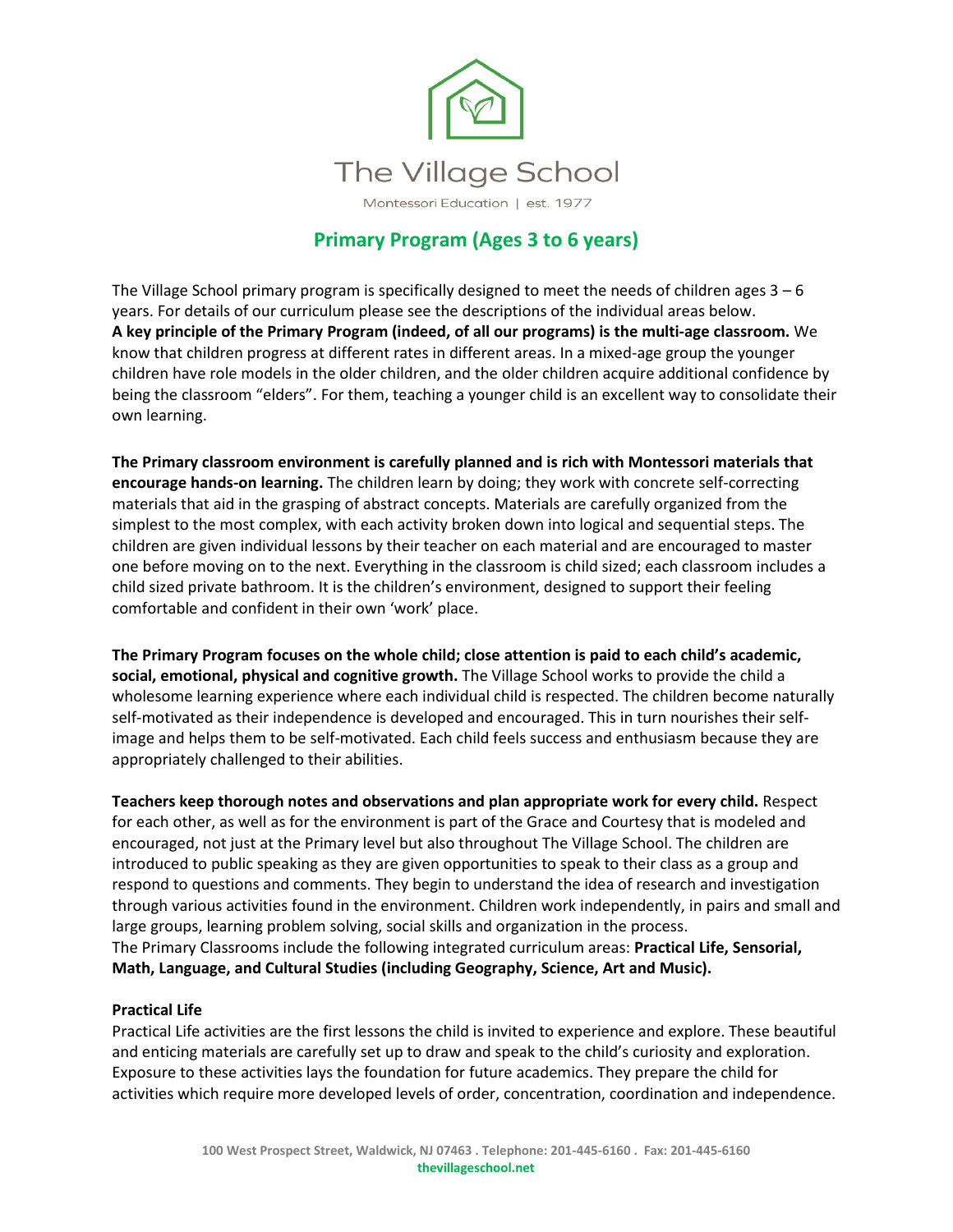# The Village School

Montessori Education | est. 1977

## Primary Program (Ages 3 to 6 years)

The Village School primary program is specifically designed to meet the needs of children ages 3 – 6 years. For details of our curriculum please see the descriptions of the individual areas below. **A key principle of the Primary Program (indeed, of all our programs) is the multi-age classroom.** We know that children progress at different rates in different areas. In a mixed-age group the younger children have role models in the older children, and the older children acquire additional confidence by being the classroom "elders". For them, teaching a younger child is an excellent way to consolidate their own learning.

**The Primary classroom environment is carefully planned and is rich with Montessori materials that encourage hands-on learning.** The children learn by doing; they work with concrete self-correcting materials that aid in the grasping of abstract concepts. Materials are carefully organized from the simplest to the most complex, with each activity broken down into logical and sequential steps. The children are given individual lessons by their teacher on each material and are encouraged to master one before moving on to the next. Everything in the classroom is child sized; each classroom includes a child sized private bathroom. It is the children's environment, designed to support their feeling comfortable and confident in their own 'work' place.

**The Primary Program focuses on the whole child; close attention is paid to each child's academic, social, emotional, physical and cognitive growth.** The Village School works to provide the child a wholesome learning experience where each individual child is respected. The children become naturally self-motivated as their independence is developed and encouraged. This in turn nourishes their self-image and helps them to be self-motivated. Each child feels success and enthusiasm because they are appropriately challenged to their abilities.

**Teachers keep thorough notes and observations and plan appropriate work for every child.** Respect for each other, as well as for the environment is part of the Grace and Courtesy that is modeled and encouraged, not just at the Primary level but also throughout The Village School. The children are introduced to public speaking as they are given opportunities to speak to their class as a group and respond to questions and comments. They begin to understand the idea of research and investigation through various activities found in the environment. Children work independently, in pairs and small and large groups, learning problem solving, social skills and organization in the process.
The Primary Classrooms include the following integrated curriculum areas: **Practical Life, Sensorial, Math, Language, and Cultural Studies (including Geography, Science, Art and Music).**

### Practical Life

Practical Life activities are the first lessons the child is invited to experience and explore. These beautiful and enticing materials are carefully set up to draw and speak to the child's curiosity and exploration. Exposure to these activities lays the foundation for future academics. They prepare the child for activities which require more developed levels of order, concentration, coordination and independence.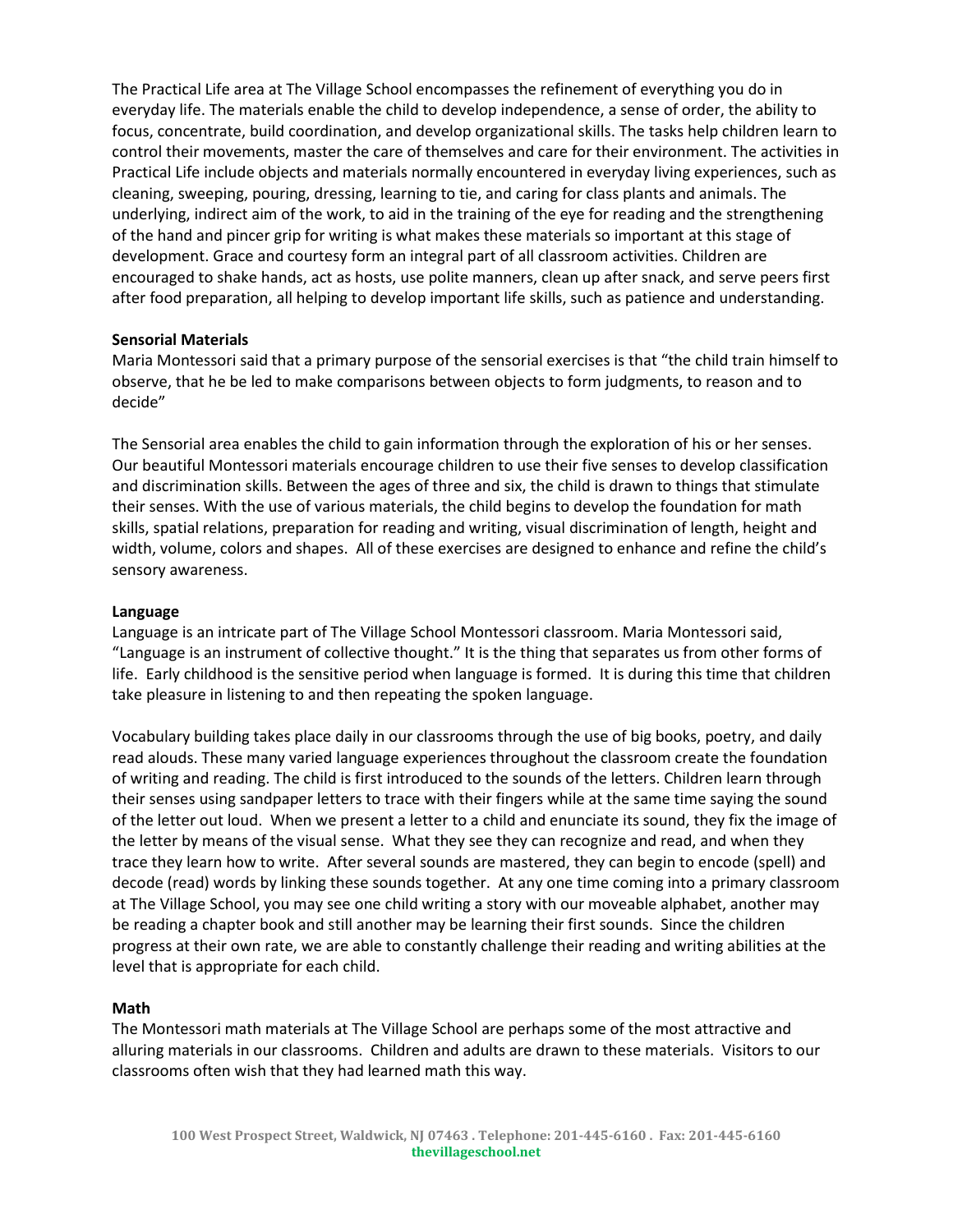The Practical Life area at The Village School encompasses the refinement of everything you do in everyday life. The materials enable the child to develop independence, a sense of order, the ability to focus, concentrate, build coordination, and develop organizational skills. The tasks help children learn to control their movements, master the care of themselves and care for their environment. The activities in Practical Life include objects and materials normally encountered in everyday living experiences, such as cleaning, sweeping, pouring, dressing, learning to tie, and caring for class plants and animals. The underlying, indirect aim of the work, to aid in the training of the eye for reading and the strengthening of the hand and pincer grip for writing is what makes these materials so important at this stage of development. Grace and courtesy form an integral part of all classroom activities. Children are encouraged to shake hands, act as hosts, use polite manners, clean up after snack, and serve peers first after food preparation, all helping to develop important life skills, such as patience and understanding.

**Sensorial Materials**
Maria Montessori said that a primary purpose of the sensorial exercises is that "the child train himself to observe, that he be led to make comparisons between objects to form judgments, to reason and to decide"

The Sensorial area enables the child to gain information through the exploration of his or her senses. Our beautiful Montessori materials encourage children to use their five senses to develop classification and discrimination skills. Between the ages of three and six, the child is drawn to things that stimulate their senses. With the use of various materials, the child begins to develop the foundation for math skills, spatial relations, preparation for reading and writing, visual discrimination of length, height and width, volume, colors and shapes. All of these exercises are designed to enhance and refine the child's sensory awareness.

**Language**
Language is an intricate part of The Village School Montessori classroom. Maria Montessori said, "Language is an instrument of collective thought." It is the thing that separates us from other forms of life. Early childhood is the sensitive period when language is formed. It is during this time that children take pleasure in listening to and then repeating the spoken language.

Vocabulary building takes place daily in our classrooms through the use of big books, poetry, and daily read alouds. These many varied language experiences throughout the classroom create the foundation of writing and reading. The child is first introduced to the sounds of the letters. Children learn through their senses using sandpaper letters to trace with their fingers while at the same time saying the sound of the letter out loud. When we present a letter to a child and enunciate its sound, they fix the image of the letter by means of the visual sense. What they see they can recognize and read, and when they trace they learn how to write. After several sounds are mastered, they can begin to encode (spell) and decode (read) words by linking these sounds together. At any one time coming into a primary classroom at The Village School, you may see one child writing a story with our moveable alphabet, another may be reading a chapter book and still another may be learning their first sounds. Since the children progress at their own rate, we are able to constantly challenge their reading and writing abilities at the level that is appropriate for each child.

**Math**
The Montessori math materials at The Village School are perhaps some of the most attractive and alluring materials in our classrooms. Children and adults are drawn to these materials. Visitors to our classrooms often wish that they had learned math this way.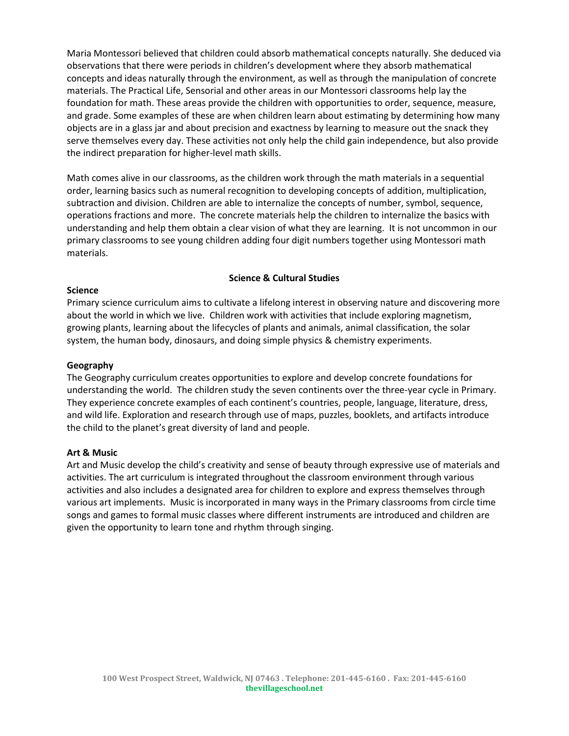Maria Montessori believed that children could absorb mathematical concepts naturally. She deduced via observations that there were periods in children's development where they absorb mathematical concepts and ideas naturally through the environment, as well as through the manipulation of concrete materials. The Practical Life, Sensorial and other areas in our Montessori classrooms help lay the foundation for math. These areas provide the children with opportunities to order, sequence, measure, and grade. Some examples of these are when children learn about estimating by determining how many objects are in a glass jar and about precision and exactness by learning to measure out the snack they serve themselves every day. These activities not only help the child gain independence, but also provide the indirect preparation for higher-level math skills.

Math comes alive in our classrooms, as the children work through the math materials in a sequential order, learning basics such as numeral recognition to developing concepts of addition, multiplication, subtraction and division. Children are able to internalize the concepts of number, symbol, sequence, operations fractions and more. The concrete materials help the children to internalize the basics with understanding and help them obtain a clear vision of what they are learning. It is not uncommon in our primary classrooms to see young children adding four digit numbers together using Montessori math materials.

## Science & Cultural Studies

### Science

Primary science curriculum aims to cultivate a lifelong interest in observing nature and discovering more about the world in which we live. Children work with activities that include exploring magnetism, growing plants, learning about the lifecycles of plants and animals, animal classification, the solar system, the human body, dinosaurs, and doing simple physics & chemistry experiments.

### Geography

The Geography curriculum creates opportunities to explore and develop concrete foundations for understanding the world. The children study the seven continents over the three-year cycle in Primary. They experience concrete examples of each continent's countries, people, language, literature, dress, and wild life. Exploration and research through use of maps, puzzles, booklets, and artifacts introduce the child to the planet's great diversity of land and people.

### Art & Music

Art and Music develop the child's creativity and sense of beauty through expressive use of materials and activities. The art curriculum is integrated throughout the classroom environment through various activities and also includes a designated area for children to explore and express themselves through various art implements. Music is incorporated in many ways in the Primary classrooms from circle time songs and games to formal music classes where different instruments are introduced and children are given the opportunity to learn tone and rhythm through singing.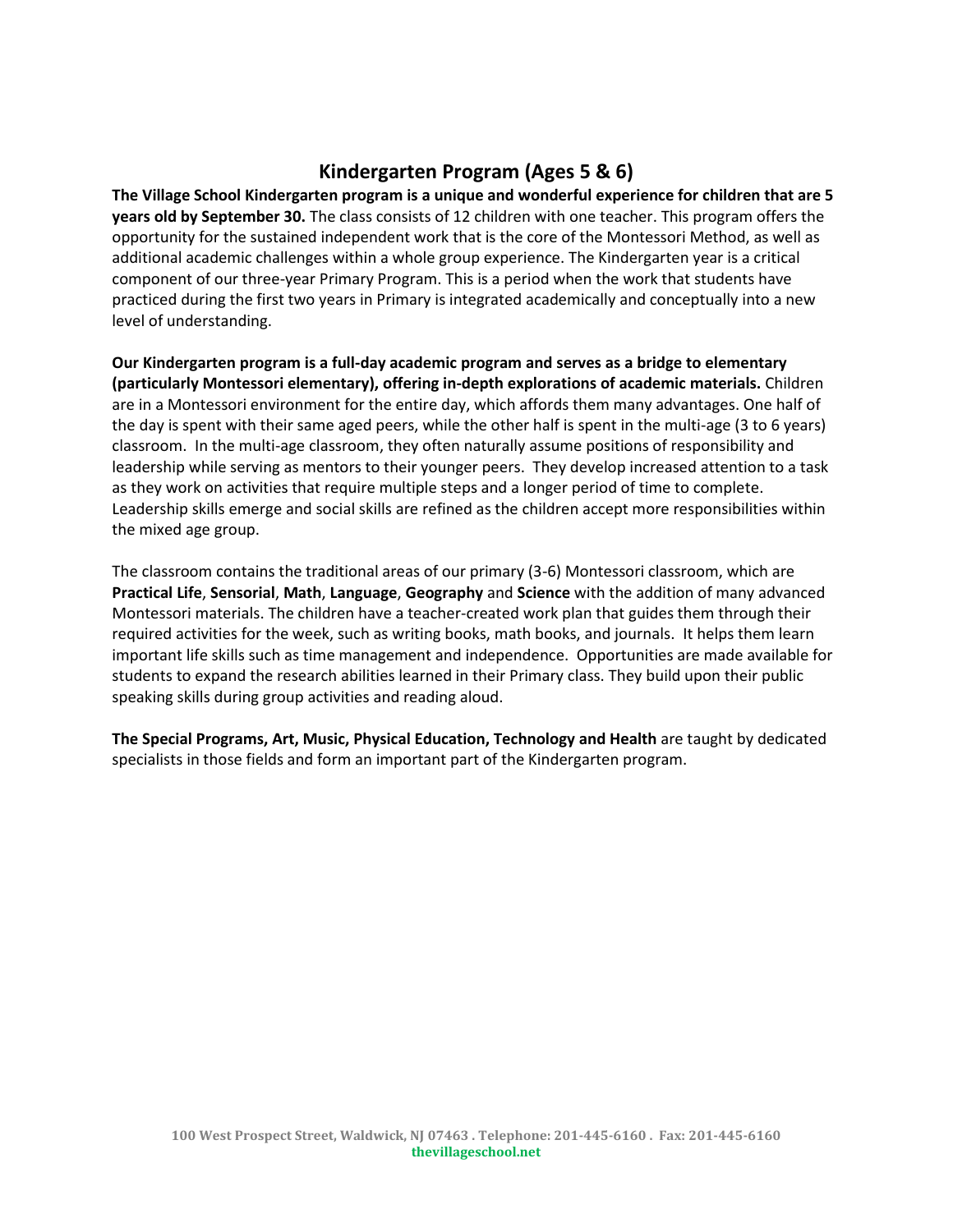## Kindergarten Program (Ages 5 & 6)

**The Village School Kindergarten program is a unique and wonderful experience for children that are 5 years old by September 30.** The class consists of 12 children with one teacher. This program offers the opportunity for the sustained independent work that is the core of the Montessori Method, as well as additional academic challenges within a whole group experience. The Kindergarten year is a critical component of our three-year Primary Program. This is a period when the work that students have practiced during the first two years in Primary is integrated academically and conceptually into a new level of understanding.

**Our Kindergarten program is a full-day academic program and serves as a bridge to elementary (particularly Montessori elementary), offering in-depth explorations of academic materials.** Children are in a Montessori environment for the entire day, which affords them many advantages. One half of the day is spent with their same aged peers, while the other half is spent in the multi-age (3 to 6 years) classroom. In the multi-age classroom, they often naturally assume positions of responsibility and leadership while serving as mentors to their younger peers. They develop increased attention to a task as they work on activities that require multiple steps and a longer period of time to complete. Leadership skills emerge and social skills are refined as the children accept more responsibilities within the mixed age group.

The classroom contains the traditional areas of our primary (3-6) Montessori classroom, which are **Practical Life**, **Sensorial**, **Math**, **Language**, **Geography** and **Science** with the addition of many advanced Montessori materials. The children have a teacher-created work plan that guides them through their required activities for the week, such as writing books, math books, and journals. It helps them learn important life skills such as time management and independence. Opportunities are made available for students to expand the research abilities learned in their Primary class. They build upon their public speaking skills during group activities and reading aloud.

**The Special Programs, Art, Music, Physical Education, Technology and Health** are taught by dedicated specialists in those fields and form an important part of the Kindergarten program.

100 West Prospect Street, Waldwick, NJ 07463 . Telephone: 201-445-6160 . Fax: 201-445-6160
thevillageschool.net